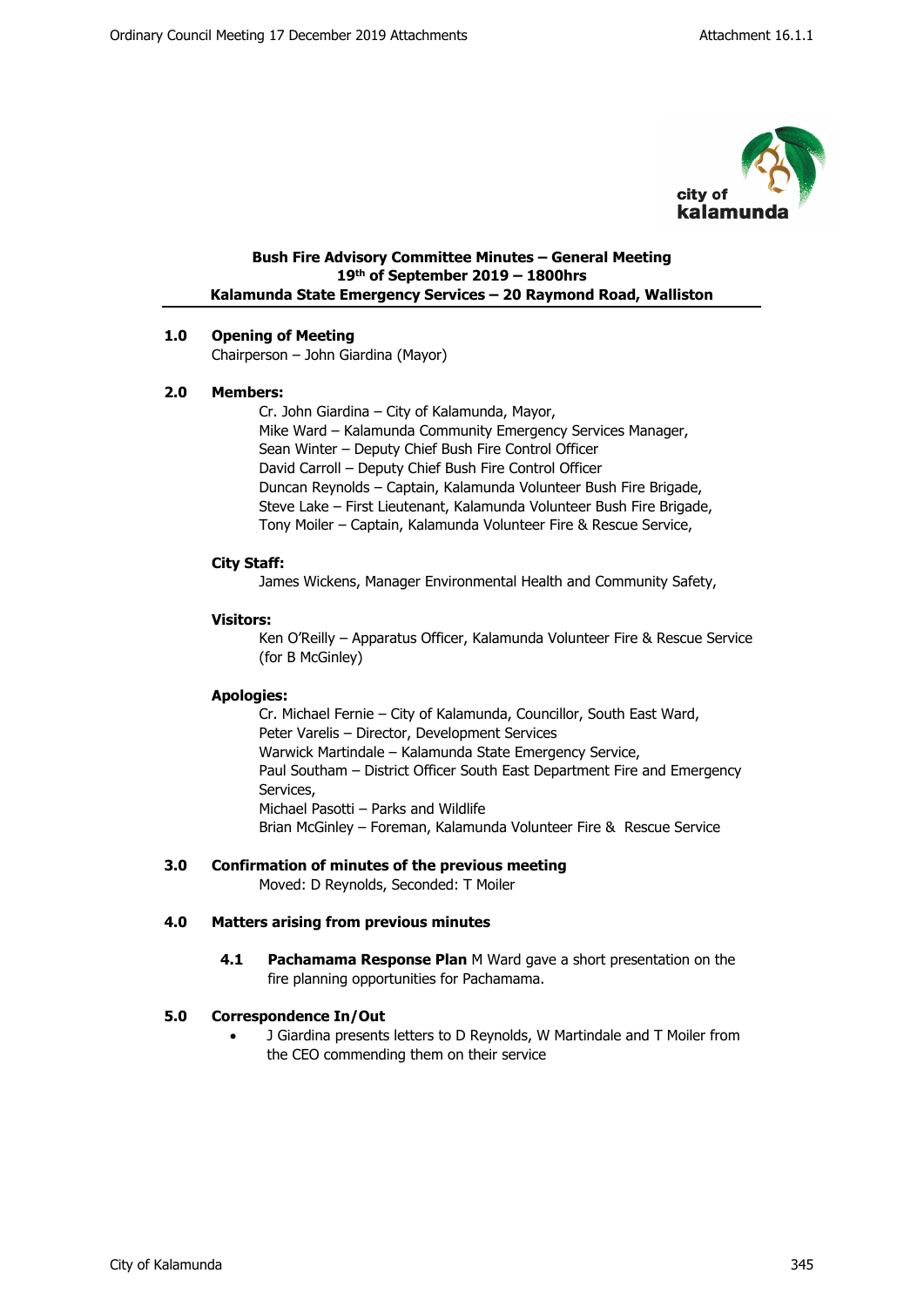**Bush Fire Advisory Committee Minutes – General Meeting**
**19th of September 2019 – 1800hrs**
**Kalamunda State Emergency Services – 20 Raymond Road, Walliston**

## 1.0 Opening of Meeting

Chairperson – John Giardina (Mayor)

## 2.0 Members:

Cr. John Giardina – City of Kalamunda, Mayor,
Mike Ward – Kalamunda Community Emergency Services Manager,
Sean Winter – Deputy Chief Bush Fire Control Officer
David Carroll – Deputy Chief Bush Fire Control Officer
Duncan Reynolds – Captain, Kalamunda Volunteer Bush Fire Brigade,
Steve Lake – First Lieutenant, Kalamunda Volunteer Bush Fire Brigade,
Tony Moiler – Captain, Kalamunda Volunteer Fire & Rescue Service,

**City Staff:**

James Wickens, Manager Environmental Health and Community Safety,

**Visitors:**

Ken O'Reilly – Apparatus Officer, Kalamunda Volunteer Fire & Rescue Service (for B McGinley)

**Apologies:**

Cr. Michael Fernie – City of Kalamunda, Councillor, South East Ward,
Peter Varelis – Director, Development Services
Warwick Martindale – Kalamunda State Emergency Service,
Paul Southam – District Officer South East Department Fire and Emergency Services,
Michael Pasotti – Parks and Wildlife
Brian McGinley – Foreman, Kalamunda Volunteer Fire & Rescue Service

## 3.0 Confirmation of minutes of the previous meeting

Moved: D Reynolds, Seconded: T Moiler

## 4.0 Matters arising from previous minutes

**4.1 Pachamama Response Plan** M Ward gave a short presentation on the fire planning opportunities for Pachamama.

## 5.0 Correspondence In/Out

- J Giardina presents letters to D Reynolds, W Martindale and T Moiler from the CEO commending them on their service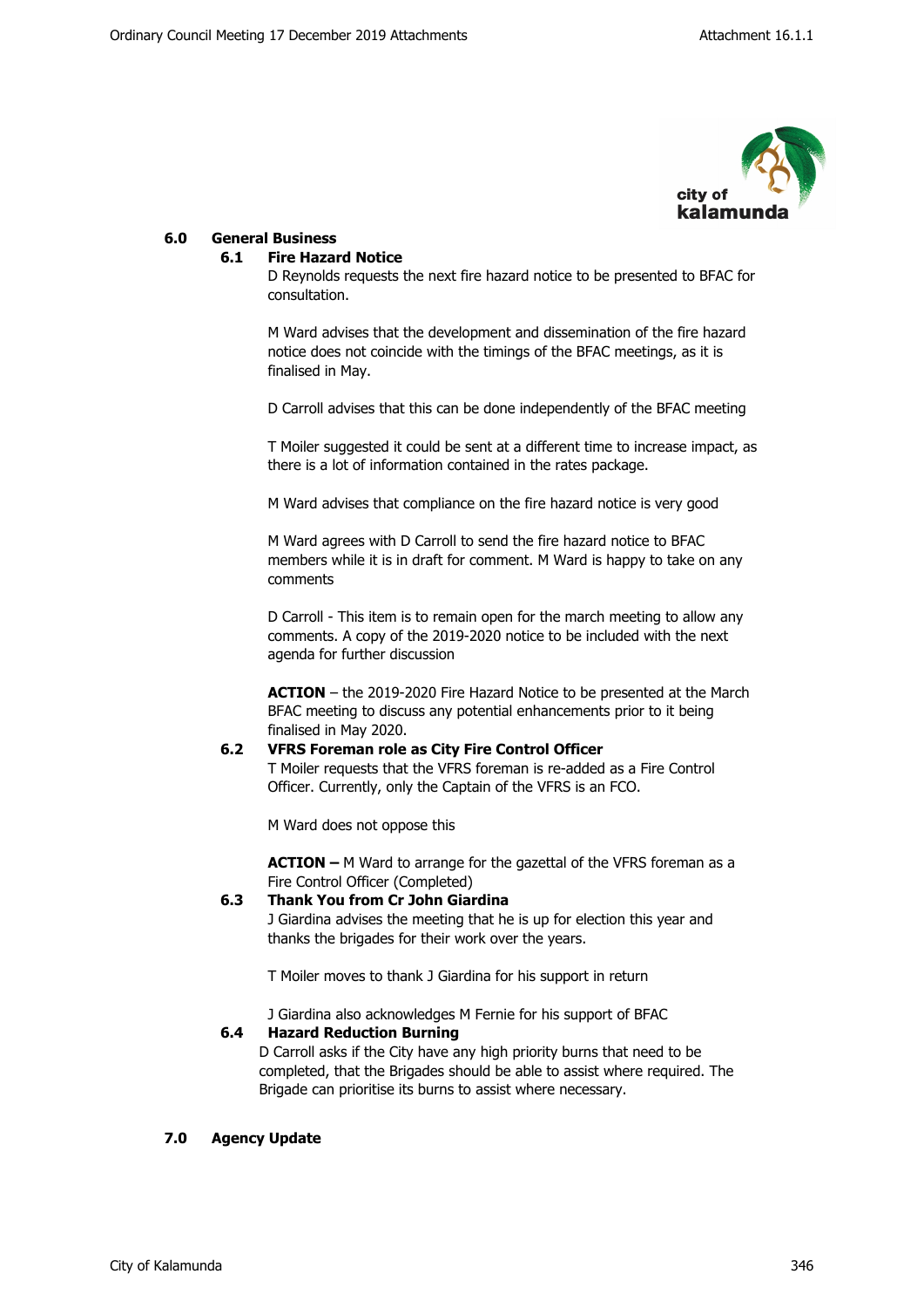## 6.0 General Business

### 6.1 Fire Hazard Notice

D Reynolds requests the next fire hazard notice to be presented to BFAC for consultation.

M Ward advises that the development and dissemination of the fire hazard notice does not coincide with the timings of the BFAC meetings, as it is finalised in May.

D Carroll advises that this can be done independently of the BFAC meeting

T Moiler suggested it could be sent at a different time to increase impact, as there is a lot of information contained in the rates package.

M Ward advises that compliance on the fire hazard notice is very good

M Ward agrees with D Carroll to send the fire hazard notice to BFAC members while it is in draft for comment. M Ward is happy to take on any comments

D Carroll - This item is to remain open for the march meeting to allow any comments. A copy of the 2019-2020 notice to be included with the next agenda for further discussion

**ACTION** – the 2019-2020 Fire Hazard Notice to be presented at the March BFAC meeting to discuss any potential enhancements prior to it being finalised in May 2020.

### 6.2 VFRS Foreman role as City Fire Control Officer

T Moiler requests that the VFRS foreman is re-added as a Fire Control Officer. Currently, only the Captain of the VFRS is an FCO.

M Ward does not oppose this

**ACTION –** M Ward to arrange for the gazettal of the VFRS foreman as a Fire Control Officer (Completed)

### 6.3 Thank You from Cr John Giardina

J Giardina advises the meeting that he is up for election this year and thanks the brigades for their work over the years.

T Moiler moves to thank J Giardina for his support in return

J Giardina also acknowledges M Fernie for his support of BFAC

### 6.4 Hazard Reduction Burning

D Carroll asks if the City have any high priority burns that need to be completed, that the Brigades should be able to assist where required. The Brigade can prioritise its burns to assist where necessary.

## 7.0 Agency Update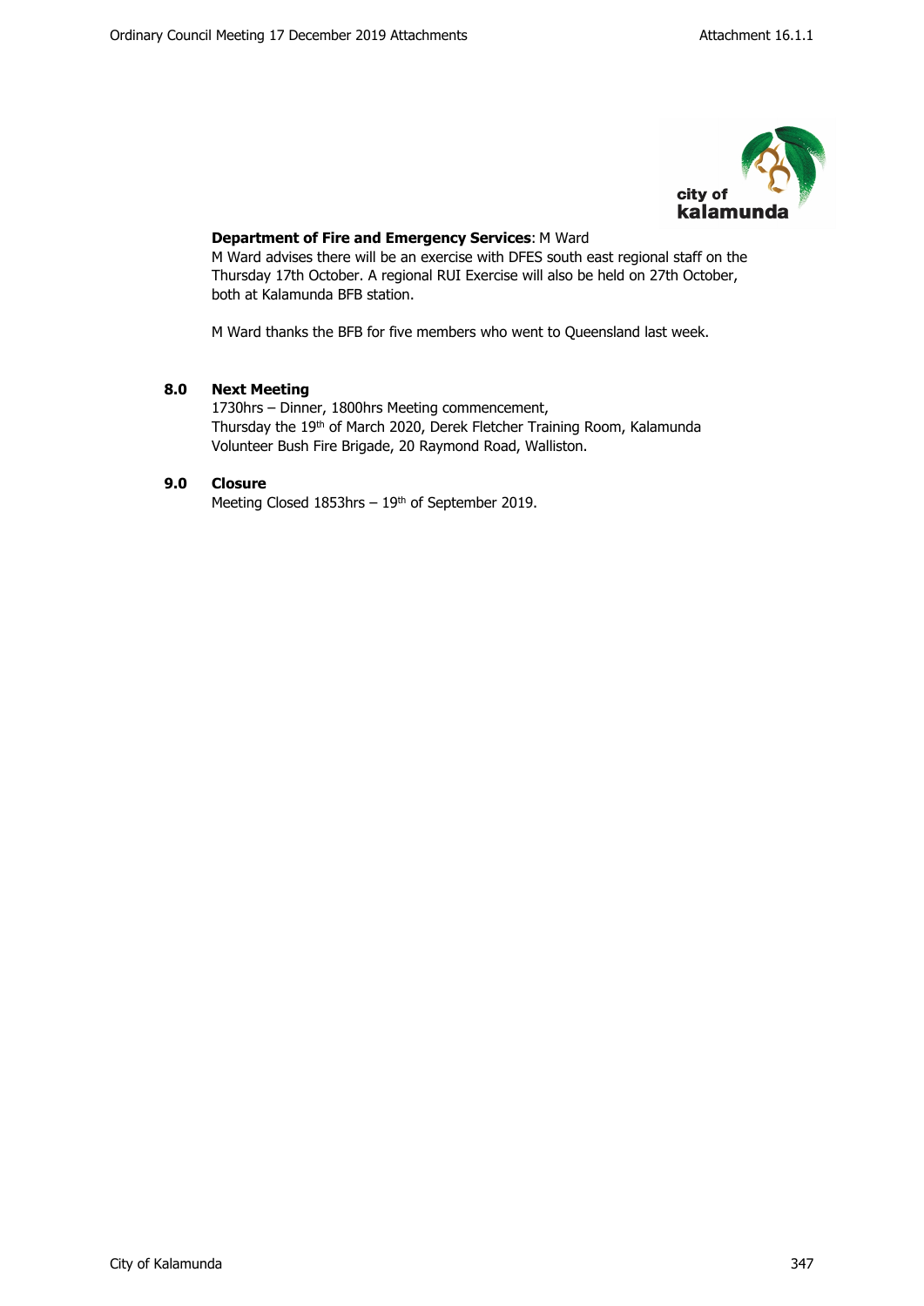**Department of Fire and Emergency Services**: M Ward

M Ward advises there will be an exercise with DFES south east regional staff on the Thursday 17th October. A regional RUI Exercise will also be held on 27th October, both at Kalamunda BFB station.

M Ward thanks the BFB for five members who went to Queensland last week.

## 8.0 Next Meeting

1730hrs – Dinner, 1800hrs Meeting commencement, Thursday the 19th of March 2020, Derek Fletcher Training Room, Kalamunda Volunteer Bush Fire Brigade, 20 Raymond Road, Walliston.

## 9.0 Closure

Meeting Closed 1853hrs – 19th of September 2019.